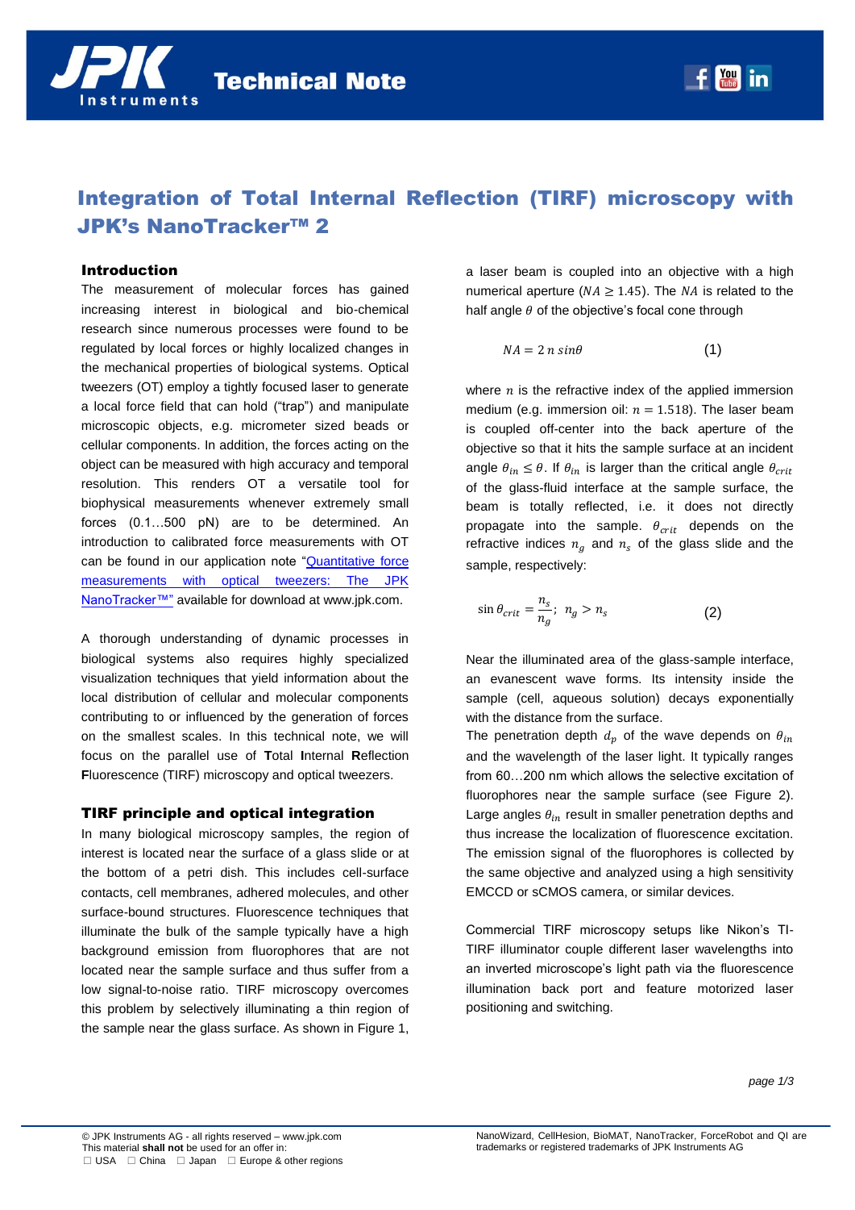# Integration of Total Internal Reflection (TIRF) microscopy with JPK's NanoTracker™ 2

## Introduction

The measurement of molecular forces has gained increasing interest in biological and bio-chemical research since numerous processes were found to be regulated by local forces or highly localized changes in the mechanical properties of biological systems. Optical tweezers (OT) employ a tightly focused laser to generate a local force field that can hold ("trap") and manipulate microscopic objects, e.g. micrometer sized beads or cellular components. In addition, the forces acting on the object can be measured with high accuracy and temporal resolution. This renders OT a versatile tool for biophysical measurements whenever extremely small forces (0.1…500 pN) are to be determined. An introduction to calibrated force measurements with OT can be found in our application note "Quantitative force measurements with optical tweezers: The JPK NanoTracker™" available for download at www.jpk.com.

A thorough understanding of dynamic processes in biological systems also requires highly specialized visualization techniques that yield information about the local distribution of cellular and molecular components contributing to or influenced by the generation of forces on the smallest scales. In this technical note, we will focus on the parallel use of **T**otal **I**nternal **R**eflection **F**luorescence (TIRF) microscopy and optical tweezers.

## TIRF principle and optical integration

In many biological microscopy samples, the region of interest is located near the surface of a glass slide or at the bottom of a petri dish. This includes cell-surface contacts, cell membranes, adhered molecules, and other surface-bound structures. Fluorescence techniques that illuminate the bulk of the sample typically have a high background emission from fluorophores that are not located near the sample surface and thus suffer from a low signal-to-noise ratio. TIRF microscopy overcomes this problem by selectively illuminating a thin region of the sample near the glass surface. As shown in Figure 1, a laser beam is coupled into an objective with a high numerical aperture ($NA \geq 1.45$). The $NA$ is related to the half angle $\theta$ of the objective's focal cone through

$$NA = 2\, n \, sin\theta \qquad (1)$$

where $n$ is the refractive index of the applied immersion medium (e.g. immersion oil: $n = 1.518$). The laser beam is coupled off-center into the back aperture of the objective so that it hits the sample surface at an incident angle $\theta_{in} \leq \theta$. If $\theta_{in}$ is larger than the critical angle $\theta_{crit}$ of the glass-fluid interface at the sample surface, the beam is totally reflected, i.e. it does not directly propagate into the sample. $\theta_{crit}$ depends on the refractive indices $n_g$ and $n_s$ of the glass slide and the sample, respectively:

$$\sin \theta_{crit} = \frac{n_s}{n_g};\ n_g > n_s \qquad (2)$$

Near the illuminated area of the glass-sample interface, an evanescent wave forms. Its intensity inside the sample (cell, aqueous solution) decays exponentially with the distance from the surface.
The penetration depth $d_p$ of the wave depends on $\theta_{in}$ and the wavelength of the laser light. It typically ranges from 60…200 nm which allows the selective excitation of fluorophores near the sample surface (see Figure 2). Large angles $\theta_{in}$ result in smaller penetration depths and thus increase the localization of fluorescence excitation. The emission signal of the fluorophores is collected by the same objective and analyzed using a high sensitivity EMCCD or sCMOS camera, or similar devices.

Commercial TIRF microscopy setups like Nikon's TI-TIRF illuminator couple different laser wavelengths into an inverted microscope's light path via the fluorescence illumination back port and feature motorized laser positioning and switching.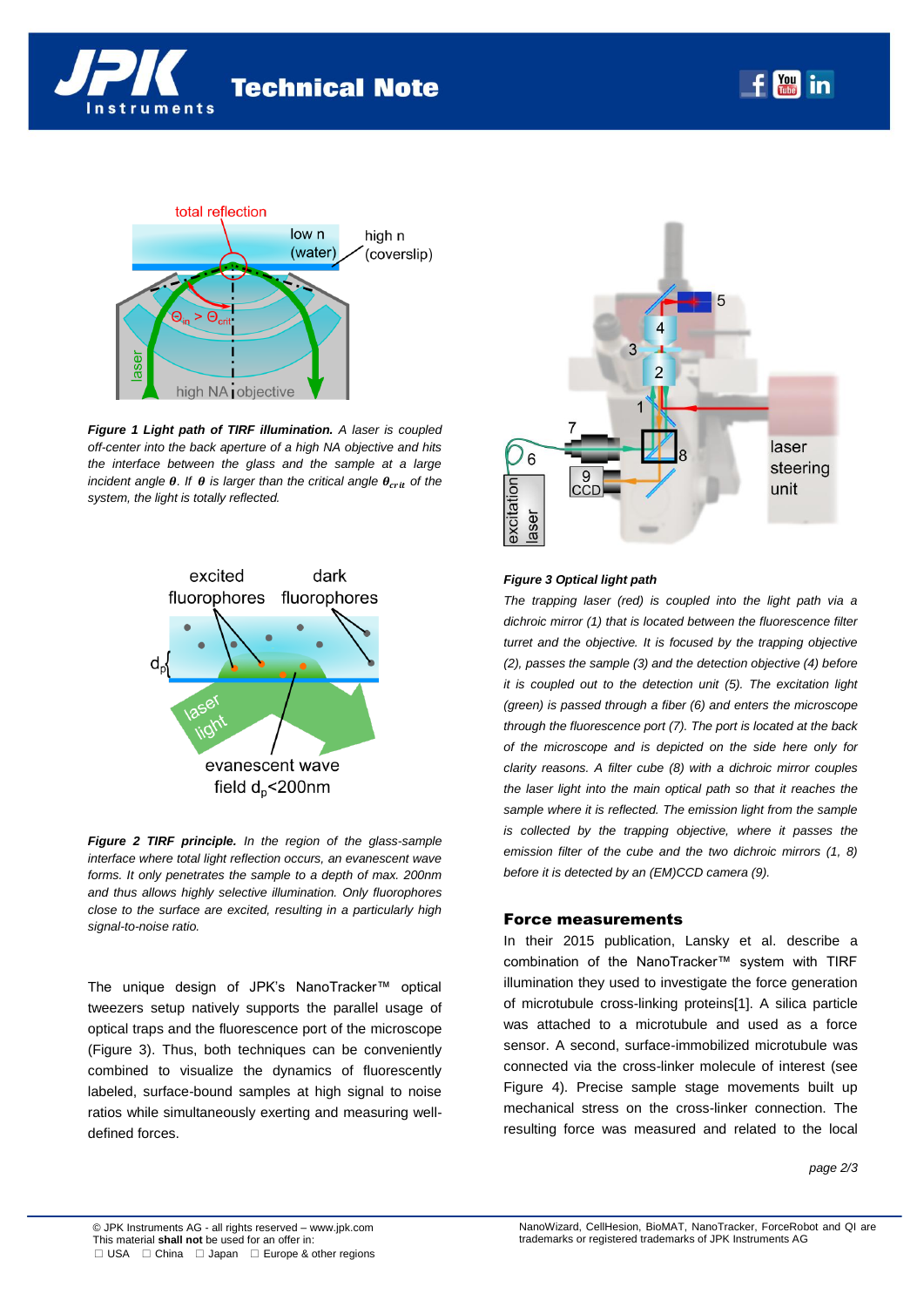*Figure 1* ***Light path of TIRF illumination.*** *A laser is coupled off-center into the back aperture of a high NA objective and hits the interface between the glass and the sample at a large incident angle $\theta$. If $\theta$ is larger than the critical angle $\theta_{crit}$ of the system, the light is totally reflected.*

*Figure 2* ***TIRF principle.*** *In the region of the glass-sample interface where total light reflection occurs, an evanescent wave forms. It only penetrates the sample to a depth of max. 200nm and thus allows highly selective illumination. Only fluorophores close to the surface are excited, resulting in a particularly high signal-to-noise ratio.*

The unique design of JPK's NanoTracker™ optical tweezers setup natively supports the parallel usage of optical traps and the fluorescence port of the microscope (Figure 3). Thus, both techniques can be conveniently combined to visualize the dynamics of fluorescently labeled, surface-bound samples at high signal to noise ratios while simultaneously exerting and measuring well-defined forces.

***Figure 3 Optical light path***

*The trapping laser (red) is coupled into the light path via a dichroic mirror (1) that is located between the fluorescence filter turret and the objective. It is focused by the trapping objective (2), passes the sample (3) and the detection objective (4) before it is coupled out to the detection unit (5). The excitation light (green) is passed through a fiber (6) and enters the microscope through the fluorescence port (7). The port is located at the back of the microscope and is depicted on the side here only for clarity reasons. A filter cube (8) with a dichroic mirror couples the laser light into the main optical path so that it reaches the sample where it is reflected. The emission light from the sample is collected by the trapping objective, where it passes the emission filter of the cube and the two dichroic mirrors (1, 8) before it is detected by an (EM)CCD camera (9).*

## Force measurements

In their 2015 publication, Lansky et al. describe a combination of the NanoTracker™ system with TIRF illumination they used to investigate the force generation of microtubule cross-linking proteins[1]. A silica particle was attached to a microtubule and used as a force sensor. A second, surface-immobilized microtubule was connected via the cross-linker molecule of interest (see Figure 4). Precise sample stage movements built up mechanical stress on the cross-linker connection. The resulting force was measured and related to the local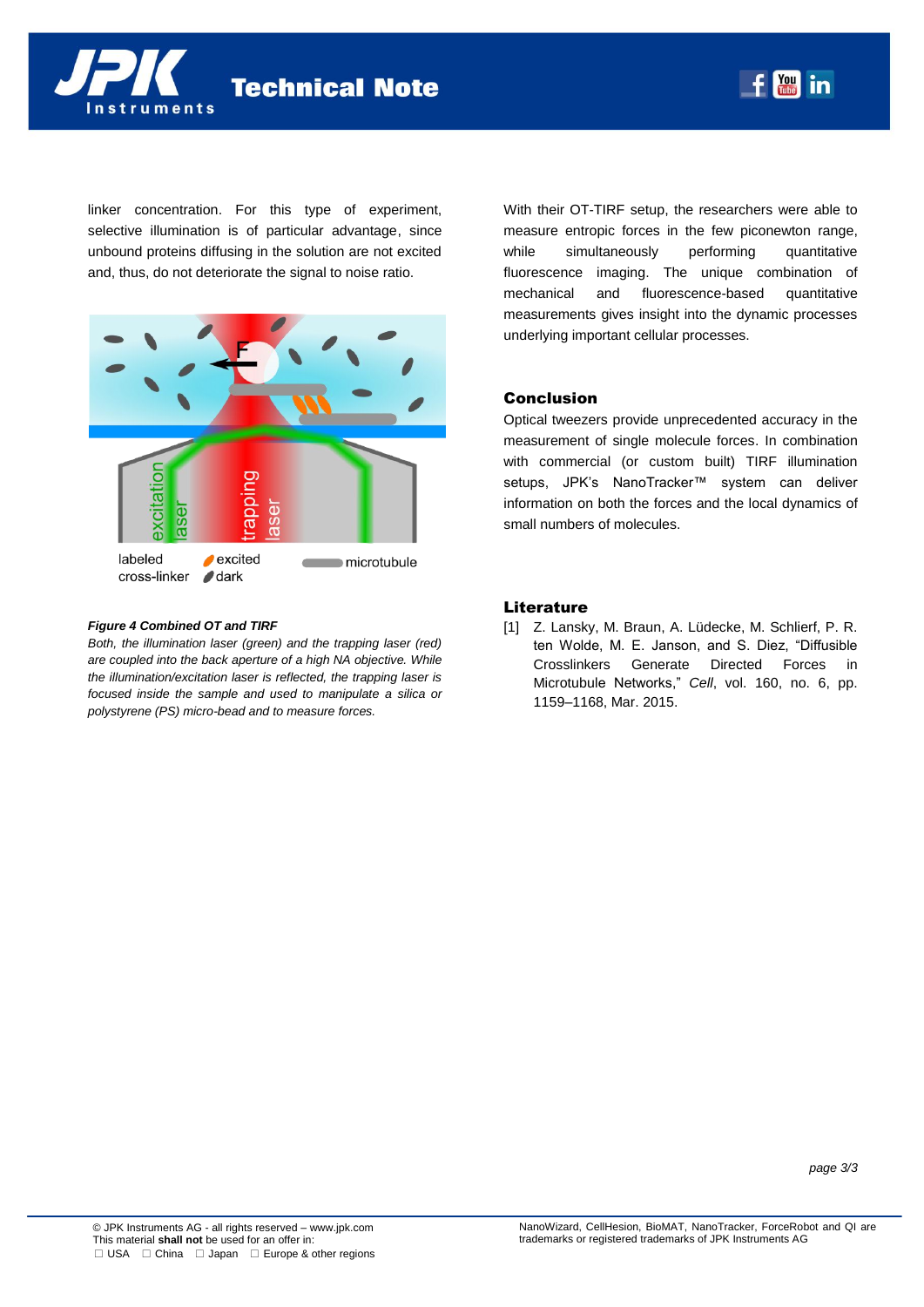linker concentration. For this type of experiment, selective illumination is of particular advantage, since unbound proteins diffusing in the solution are not excited and, thus, do not deteriorate the signal to noise ratio.

F

excitation laser

trapping laser

labeled cross-linker

excited

dark

microtubule

***Figure 4 Combined OT and TIRF***

*Both, the illumination laser (green) and the trapping laser (red) are coupled into the back aperture of a high NA objective. While the illumination/excitation laser is reflected, the trapping laser is focused inside the sample and used to manipulate a silica or polystyrene (PS) micro-bead and to measure forces.*

With their OT-TIRF setup, the researchers were able to measure entropic forces in the few piconewton range, while simultaneously performing quantitative fluorescence imaging. The unique combination of mechanical and fluorescence-based quantitative measurements gives insight into the dynamic processes underlying important cellular processes.

## Conclusion

Optical tweezers provide unprecedented accuracy in the measurement of single molecule forces. In combination with commercial (or custom built) TIRF illumination setups, JPK's NanoTracker™ system can deliver information on both the forces and the local dynamics of small numbers of molecules.

## Literature

[1] Z. Lansky, M. Braun, A. Lüdecke, M. Schlierf, P. R. ten Wolde, M. E. Janson, and S. Diez, "Diffusible Crosslinkers Generate Directed Forces in Microtubule Networks," *Cell*, vol. 160, no. 6, pp. 1159–1168, Mar. 2015.